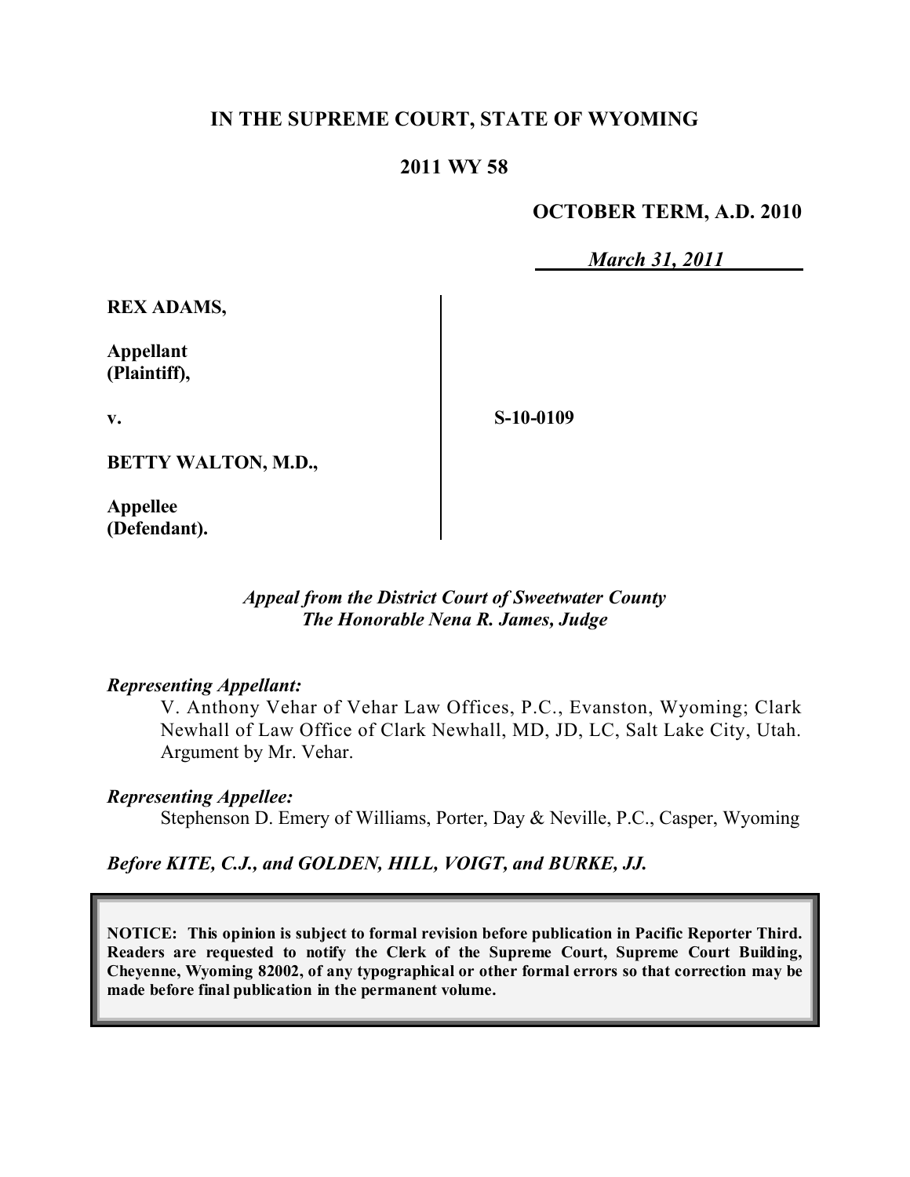# IN THE SUPREME COURT, STATE OF WYOMING

## 2011 WY 58

**OCTOBER TERM, A.D. 2010**

***March 31, 2011***

**REX ADAMS,**

**Appellant (Plaintiff),**

**v.**

**S-10-0109**

**BETTY WALTON, M.D.,**

**Appellee (Defendant).**

*Appeal from the District Court of Sweetwater County*
*The Honorable Nena R. James, Judge*

***Representing Appellant:***

V. Anthony Vehar of Vehar Law Offices, P.C., Evanston, Wyoming; Clark Newhall of Law Office of Clark Newhall, MD, JD, LC, Salt Lake City, Utah. Argument by Mr. Vehar.

***Representing Appellee:***

Stephenson D. Emery of Williams, Porter, Day & Neville, P.C., Casper, Wyoming

***Before KITE, C.J., and GOLDEN, HILL, VOIGT, and BURKE, JJ.***

**NOTICE: This opinion is subject to formal revision before publication in Pacific Reporter Third. Readers are requested to notify the Clerk of the Supreme Court, Supreme Court Building, Cheyenne, Wyoming 82002, of any typographical or other formal errors so that correction may be made before final publication in the permanent volume.**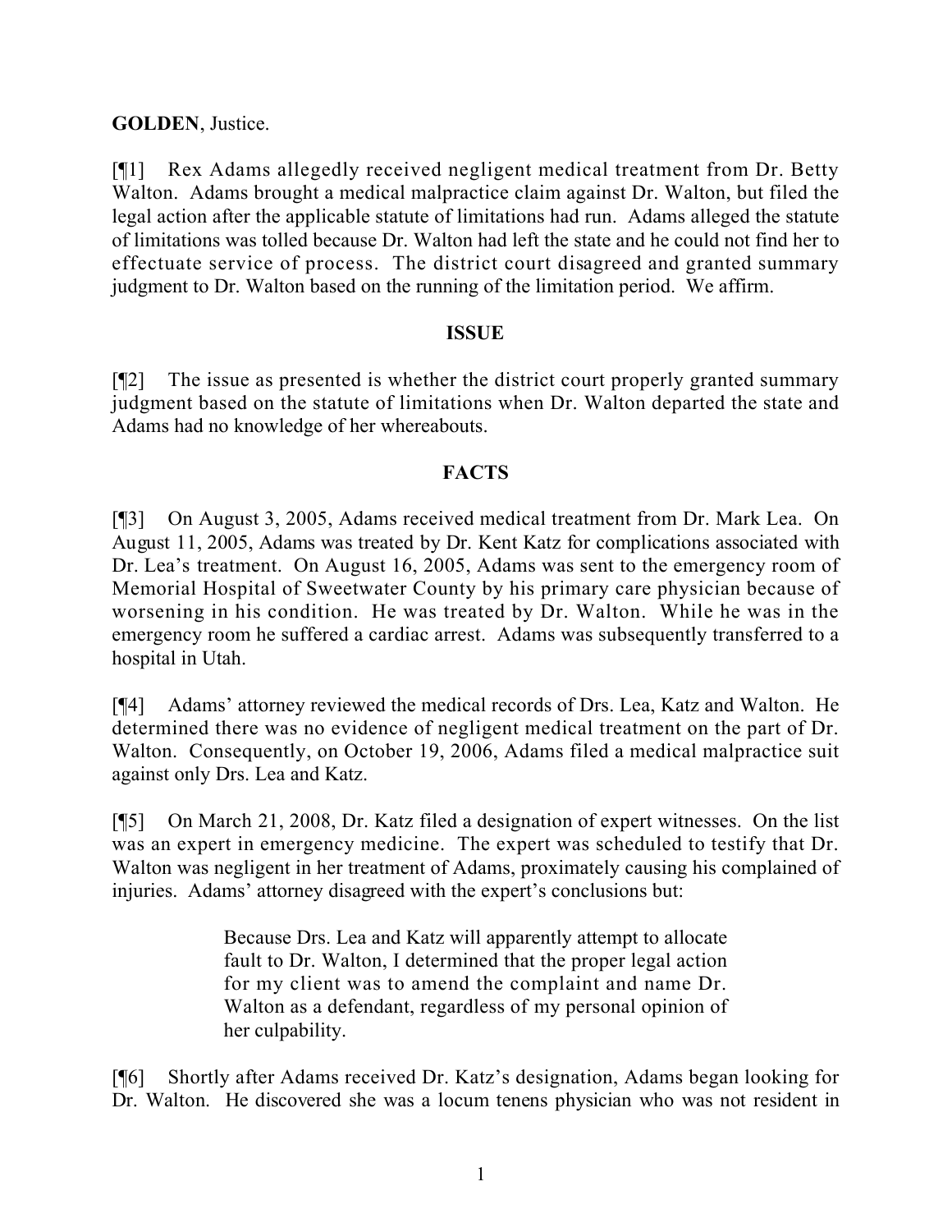**GOLDEN**, Justice.

[¶1] Rex Adams allegedly received negligent medical treatment from Dr. Betty Walton. Adams brought a medical malpractice claim against Dr. Walton, but filed the legal action after the applicable statute of limitations had run. Adams alleged the statute of limitations was tolled because Dr. Walton had left the state and he could not find her to effectuate service of process. The district court disagreed and granted summary judgment to Dr. Walton based on the running of the limitation period. We affirm.

## ISSUE

[¶2] The issue as presented is whether the district court properly granted summary judgment based on the statute of limitations when Dr. Walton departed the state and Adams had no knowledge of her whereabouts.

## FACTS

[¶3] On August 3, 2005, Adams received medical treatment from Dr. Mark Lea. On August 11, 2005, Adams was treated by Dr. Kent Katz for complications associated with Dr. Lea's treatment. On August 16, 2005, Adams was sent to the emergency room of Memorial Hospital of Sweetwater County by his primary care physician because of worsening in his condition. He was treated by Dr. Walton. While he was in the emergency room he suffered a cardiac arrest. Adams was subsequently transferred to a hospital in Utah.

[¶4] Adams' attorney reviewed the medical records of Drs. Lea, Katz and Walton. He determined there was no evidence of negligent medical treatment on the part of Dr. Walton. Consequently, on October 19, 2006, Adams filed a medical malpractice suit against only Drs. Lea and Katz.

[¶5] On March 21, 2008, Dr. Katz filed a designation of expert witnesses. On the list was an expert in emergency medicine. The expert was scheduled to testify that Dr. Walton was negligent in her treatment of Adams, proximately causing his complained of injuries. Adams' attorney disagreed with the expert's conclusions but:

> Because Drs. Lea and Katz will apparently attempt to allocate fault to Dr. Walton, I determined that the proper legal action for my client was to amend the complaint and name Dr. Walton as a defendant, regardless of my personal opinion of her culpability.

[¶6] Shortly after Adams received Dr. Katz's designation, Adams began looking for Dr. Walton. He discovered she was a locum tenens physician who was not resident in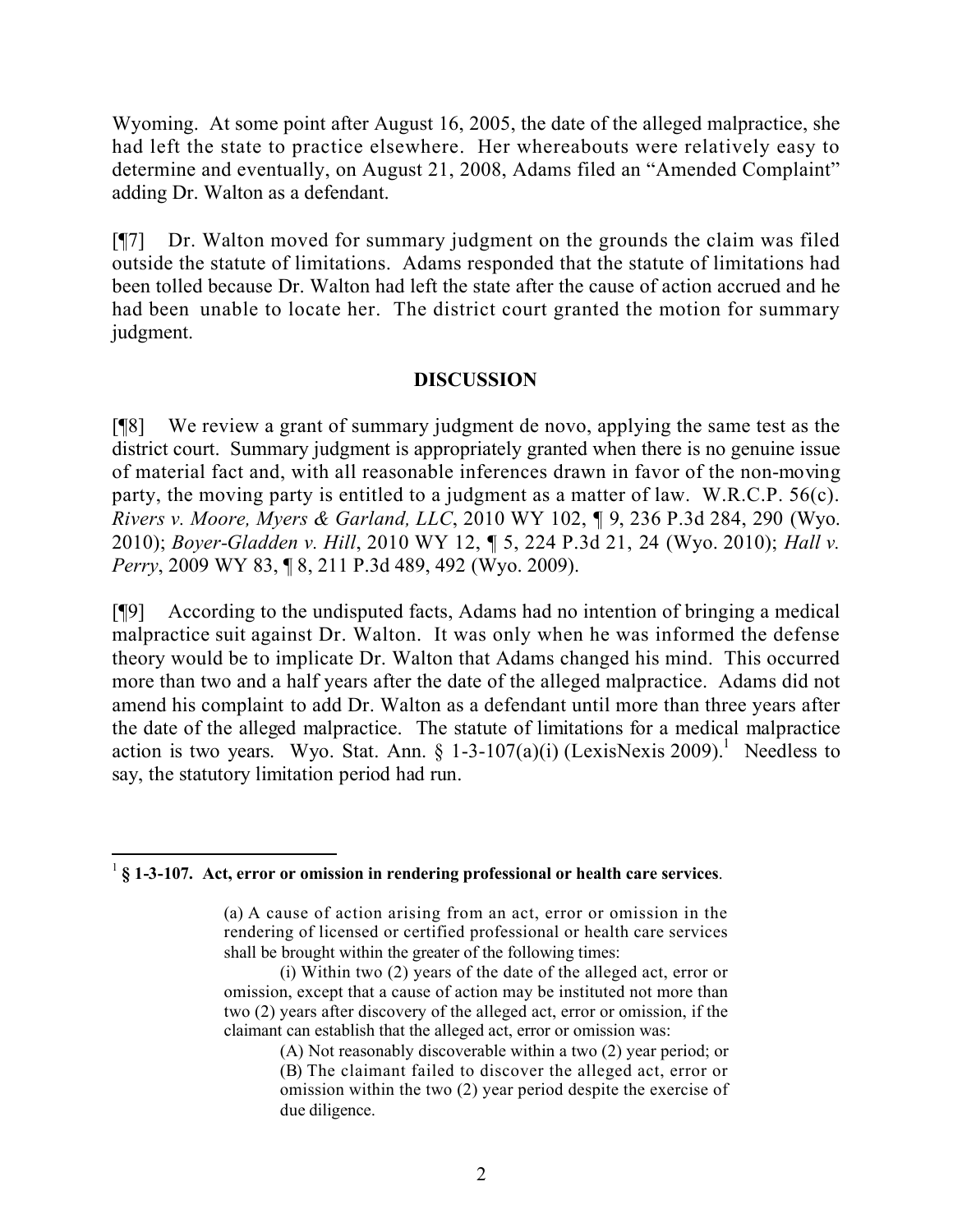Wyoming. At some point after August 16, 2005, the date of the alleged malpractice, she had left the state to practice elsewhere. Her whereabouts were relatively easy to determine and eventually, on August 21, 2008, Adams filed an "Amended Complaint" adding Dr. Walton as a defendant.

[¶7] Dr. Walton moved for summary judgment on the grounds the claim was filed outside the statute of limitations. Adams responded that the statute of limitations had been tolled because Dr. Walton had left the state after the cause of action accrued and he had been unable to locate her. The district court granted the motion for summary judgment.

## DISCUSSION

[¶8] We review a grant of summary judgment de novo, applying the same test as the district court. Summary judgment is appropriately granted when there is no genuine issue of material fact and, with all reasonable inferences drawn in favor of the non-moving party, the moving party is entitled to a judgment as a matter of law. W.R.C.P. 56(c). *Rivers v. Moore, Myers & Garland, LLC*, 2010 WY 102, ¶ 9, 236 P.3d 284, 290 (Wyo. 2010); *Boyer-Gladden v. Hill*, 2010 WY 12, ¶ 5, 224 P.3d 21, 24 (Wyo. 2010); *Hall v. Perry*, 2009 WY 83, ¶ 8, 211 P.3d 489, 492 (Wyo. 2009).

[¶9] According to the undisputed facts, Adams had no intention of bringing a medical malpractice suit against Dr. Walton. It was only when he was informed the defense theory would be to implicate Dr. Walton that Adams changed his mind. This occurred more than two and a half years after the date of the alleged malpractice. Adams did not amend his complaint to add Dr. Walton as a defendant until more than three years after the date of the alleged malpractice. The statute of limitations for a medical malpractice action is two years. Wyo. Stat. Ann. § 1-3-107(a)(i) (LexisNexis 2009).[1] Needless to say, the statutory limitation period had run.

---

[1] **§ 1-3-107. Act, error or omission in rendering professional or health care services**.

> (a) A cause of action arising from an act, error or omission in the rendering of licensed or certified professional or health care services shall be brought within the greater of the following times:
>
> (i) Within two (2) years of the date of the alleged act, error or omission, except that a cause of action may be instituted not more than two (2) years after discovery of the alleged act, error or omission, if the claimant can establish that the alleged act, error or omission was:
>
> (A) Not reasonably discoverable within a two (2) year period; or
>
> (B) The claimant failed to discover the alleged act, error or omission within the two (2) year period despite the exercise of due diligence.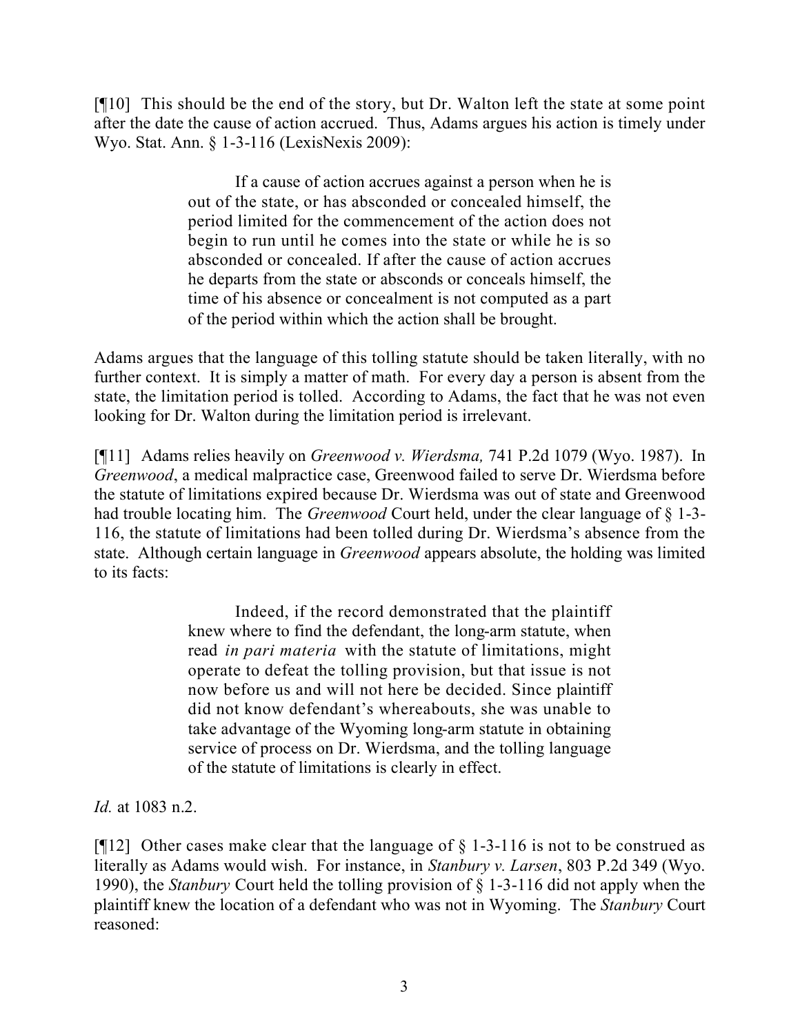[¶10] This should be the end of the story, but Dr. Walton left the state at some point after the date the cause of action accrued. Thus, Adams argues his action is timely under Wyo. Stat. Ann. § 1-3-116 (LexisNexis 2009):

> If a cause of action accrues against a person when he is out of the state, or has absconded or concealed himself, the period limited for the commencement of the action does not begin to run until he comes into the state or while he is so absconded or concealed. If after the cause of action accrues he departs from the state or absconds or conceals himself, the time of his absence or concealment is not computed as a part of the period within which the action shall be brought.

Adams argues that the language of this tolling statute should be taken literally, with no further context. It is simply a matter of math. For every day a person is absent from the state, the limitation period is tolled. According to Adams, the fact that he was not even looking for Dr. Walton during the limitation period is irrelevant.

[¶11] Adams relies heavily on *Greenwood v. Wierdsma,* 741 P.2d 1079 (Wyo. 1987). In *Greenwood*, a medical malpractice case, Greenwood failed to serve Dr. Wierdsma before the statute of limitations expired because Dr. Wierdsma was out of state and Greenwood had trouble locating him. The *Greenwood* Court held, under the clear language of § 1-3-116, the statute of limitations had been tolled during Dr. Wierdsma's absence from the state. Although certain language in *Greenwood* appears absolute, the holding was limited to its facts:

> Indeed, if the record demonstrated that the plaintiff knew where to find the defendant, the long-arm statute, when read *in pari materia* with the statute of limitations, might operate to defeat the tolling provision, but that issue is not now before us and will not here be decided. Since plaintiff did not know defendant's whereabouts, she was unable to take advantage of the Wyoming long-arm statute in obtaining service of process on Dr. Wierdsma, and the tolling language of the statute of limitations is clearly in effect.

*Id.* at 1083 n.2.

[¶12] Other cases make clear that the language of § 1-3-116 is not to be construed as literally as Adams would wish. For instance, in *Stanbury v. Larsen*, 803 P.2d 349 (Wyo. 1990), the *Stanbury* Court held the tolling provision of § 1-3-116 did not apply when the plaintiff knew the location of a defendant who was not in Wyoming. The *Stanbury* Court reasoned: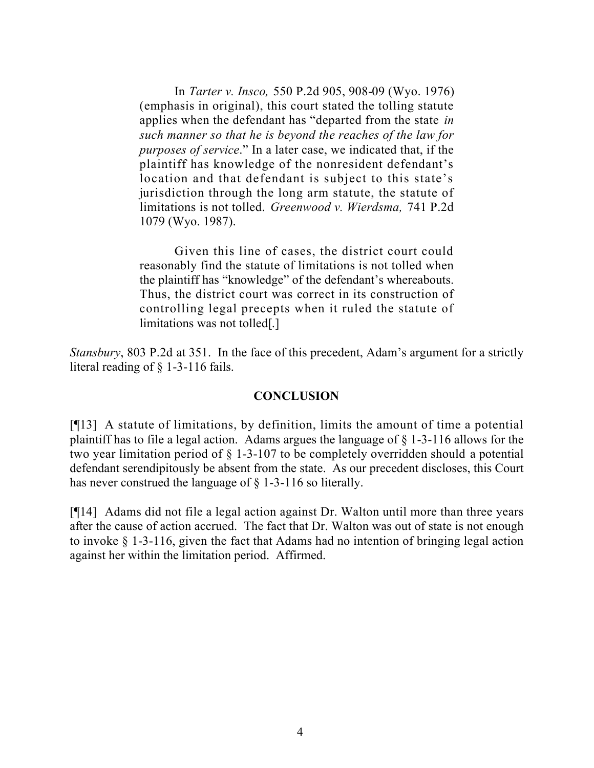> In *Tarter v. Insco,* 550 P.2d 905, 908-09 (Wyo. 1976) (emphasis in original), this court stated the tolling statute applies when the defendant has "departed from the state *in such manner so that he is beyond the reaches of the law for purposes of service*." In a later case, we indicated that, if the plaintiff has knowledge of the nonresident defendant's location and that defendant is subject to this state's jurisdiction through the long arm statute, the statute of limitations is not tolled. *Greenwood v. Wierdsma,* 741 P.2d 1079 (Wyo. 1987).
>
> Given this line of cases, the district court could reasonably find the statute of limitations is not tolled when the plaintiff has "knowledge" of the defendant's whereabouts. Thus, the district court was correct in its construction of controlling legal precepts when it ruled the statute of limitations was not tolled[.]

*Stansbury*, 803 P.2d at 351. In the face of this precedent, Adam's argument for a strictly literal reading of § 1-3-116 fails.

## CONCLUSION

[¶13] A statute of limitations, by definition, limits the amount of time a potential plaintiff has to file a legal action. Adams argues the language of § 1-3-116 allows for the two year limitation period of § 1-3-107 to be completely overridden should a potential defendant serendipitously be absent from the state. As our precedent discloses, this Court has never construed the language of § 1-3-116 so literally.

[¶14] Adams did not file a legal action against Dr. Walton until more than three years after the cause of action accrued. The fact that Dr. Walton was out of state is not enough to invoke § 1-3-116, given the fact that Adams had no intention of bringing legal action against her within the limitation period. Affirmed.